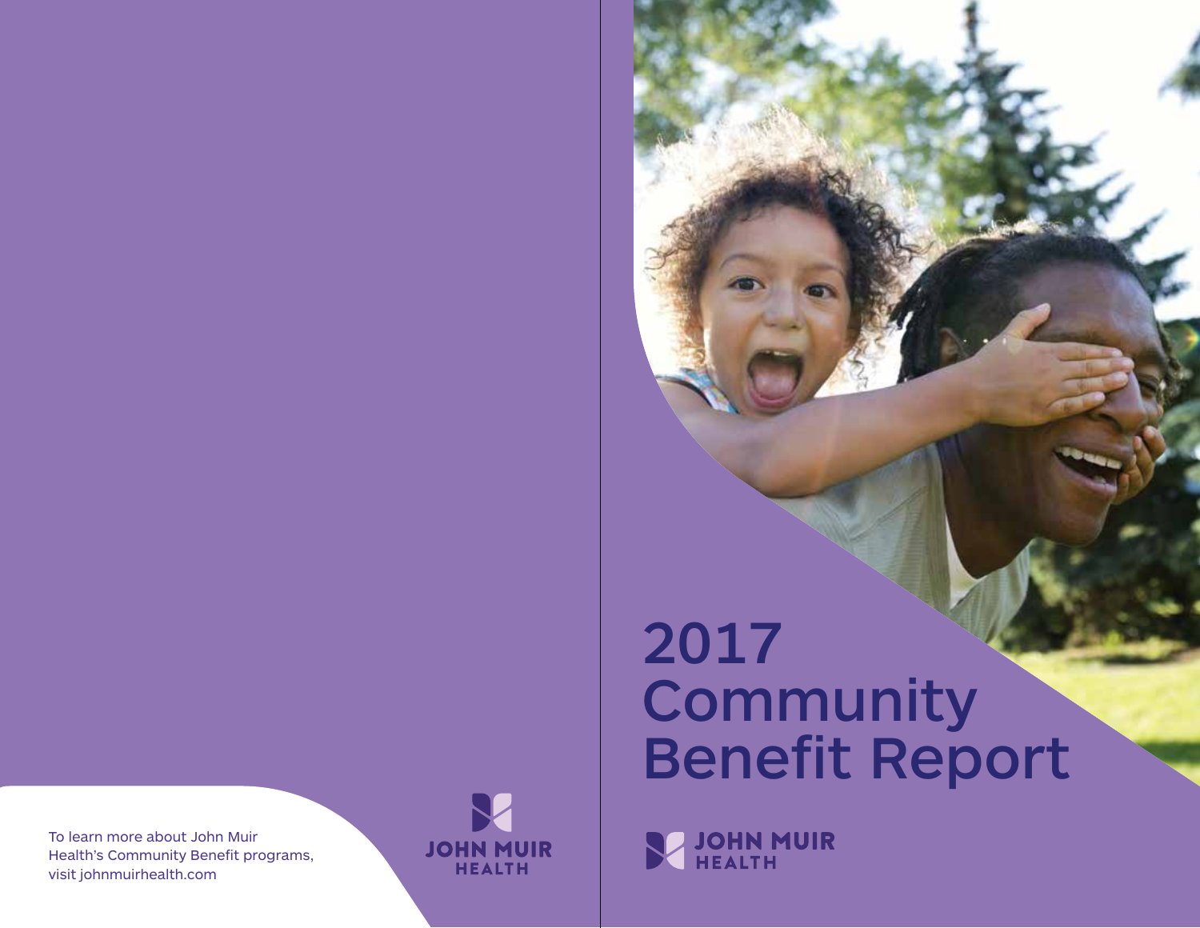To learn more about John Muir Health's Community Benefit programs, visit johnmuirhealth.com

JOHN MUIR HEALTH

# 2017 Community Benefit Report

JOHN MUIR HEALTH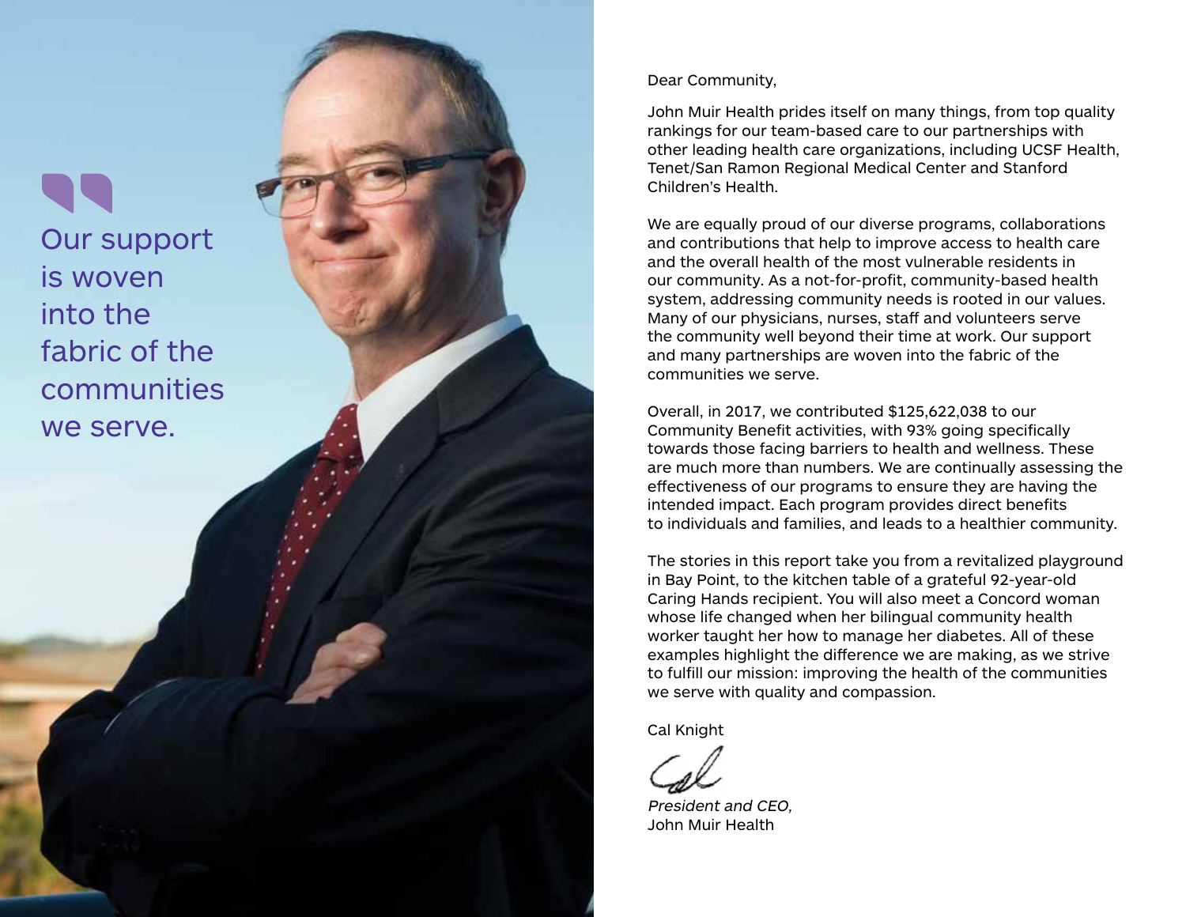> Our support is woven into the fabric of the communities we serve.

Dear Community,

John Muir Health prides itself on many things, from top quality rankings for our team-based care to our partnerships with other leading health care organizations, including UCSF Health, Tenet/San Ramon Regional Medical Center and Stanford Children's Health.

We are equally proud of our diverse programs, collaborations and contributions that help to improve access to health care and the overall health of the most vulnerable residents in our community. As a not-for-profit, community-based health system, addressing community needs is rooted in our values. Many of our physicians, nurses, staff and volunteers serve the community well beyond their time at work. Our support and many partnerships are woven into the fabric of the communities we serve.

Overall, in 2017, we contributed $125,622,038 to our Community Benefit activities, with 93% going specifically towards those facing barriers to health and wellness. These are much more than numbers. We are continually assessing the effectiveness of our programs to ensure they are having the intended impact. Each program provides direct benefits to individuals and families, and leads to a healthier community.

The stories in this report take you from a revitalized playground in Bay Point, to the kitchen table of a grateful 92-year-old Caring Hands recipient. You will also meet a Concord woman whose life changed when her bilingual community health worker taught her how to manage her diabetes. All of these examples highlight the difference we are making, as we strive to fulfill our mission: improving the health of the communities we serve with quality and compassion.

Cal Knight

*President and CEO,*
John Muir Health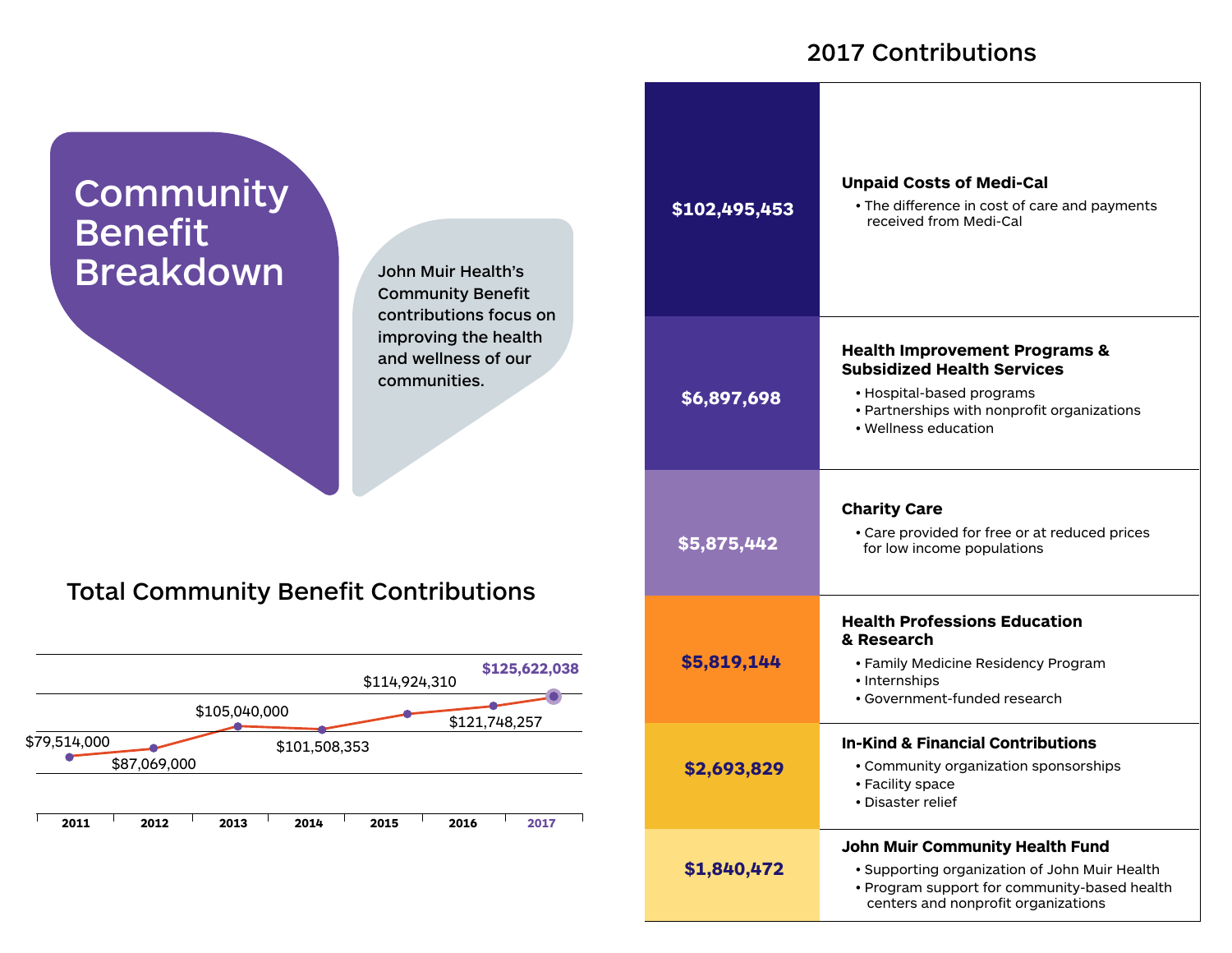# Community Benefit Breakdown

John Muir Health's Community Benefit contributions focus on improving the health and wellness of our communities.

## Total Community Benefit Contributions

| Year | Total |
|---|---|
| 2011 | $79,514,000 |
| 2012 | $87,069,000 |
| 2013 | $105,040,000 |
| 2014 | $101,508,353 |
| 2015 | $114,924,310 |
| 2016 | $121,748,257 |
| 2017 | $125,622,038 |

## 2017 Contributions

| Amount | Category |
|---|---|
| $102,495,453 | **Unpaid Costs of Medi-Cal**<br>• The difference in cost of care and payments received from Medi-Cal |
| $6,897,698 | **Health Improvement Programs & Subsidized Health Services**<br>• Hospital-based programs<br>• Partnerships with nonprofit organizations<br>• Wellness education |
| $5,875,442 | **Charity Care**<br>• Care provided for free or at reduced prices for low income populations |
| $5,819,144 | **Health Professions Education & Research**<br>• Family Medicine Residency Program<br>• Internships<br>• Government-funded research |
| $2,693,829 | **In-Kind & Financial Contributions**<br>• Community organization sponsorships<br>• Facility space<br>• Disaster relief |
| $1,840,472 | **John Muir Community Health Fund**<br>• Supporting organization of John Muir Health<br>• Program support for community-based health centers and nonprofit organizations |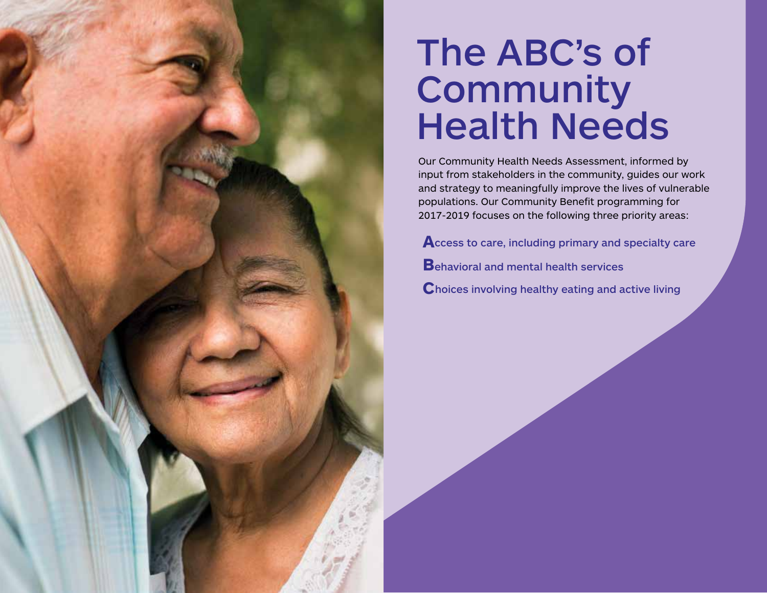# The ABC's of Community Health Needs

Our Community Health Needs Assessment, informed by input from stakeholders in the community, guides our work and strategy to meaningfully improve the lives of vulnerable populations. Our Community Benefit programming for 2017-2019 focuses on the following three priority areas:

**A**ccess to care, including primary and specialty care

**B**ehavioral and mental health services

**C**hoices involving healthy eating and active living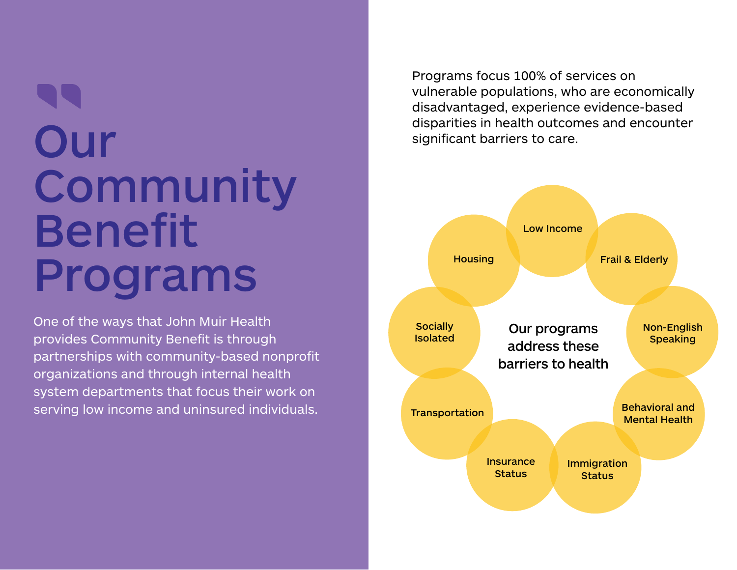# Our Community Benefit Programs

One of the ways that John Muir Health provides Community Benefit is through partnerships with community-based nonprofit organizations and through internal health system departments that focus their work on serving low income and uninsured individuals.

Programs focus 100% of services on vulnerable populations, who are economically disadvantaged, experience evidence-based disparities in health outcomes and encounter significant barriers to care.

**Our programs address these barriers to health**

- Low Income
- Frail & Elderly
- Non-English Speaking
- Behavioral and Mental Health
- Immigration Status
- Insurance Status
- Transportation
- Socially Isolated
- Housing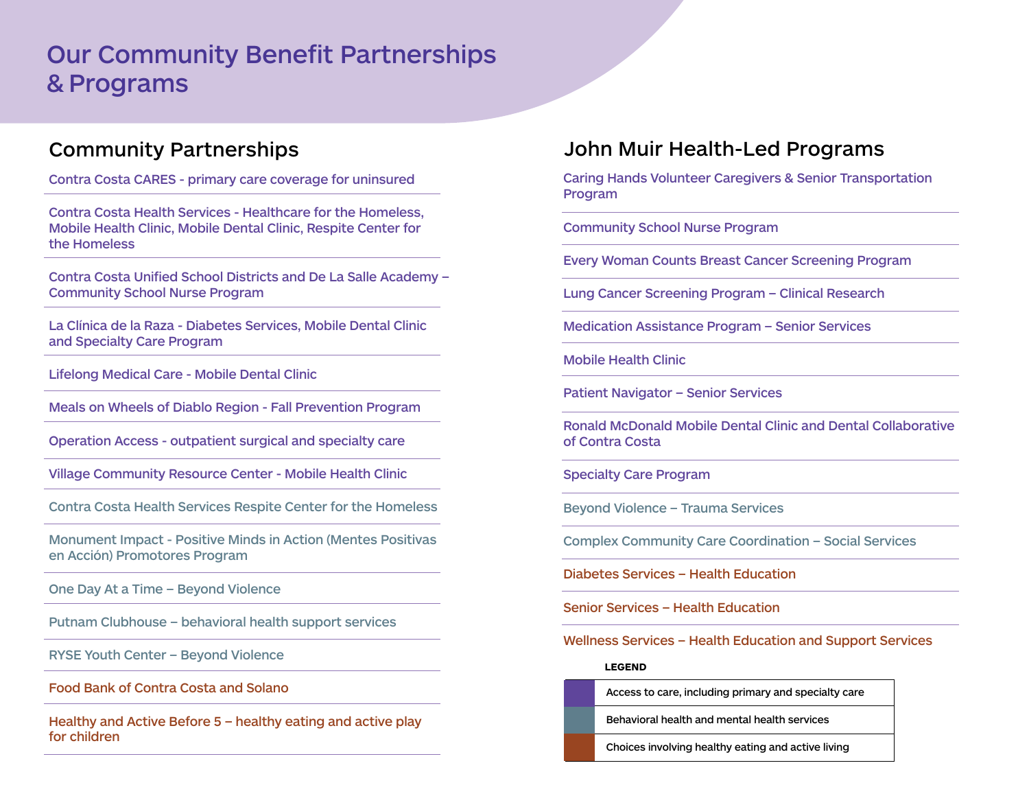# Our Community Benefit Partnerships & Programs

## Community Partnerships

- Contra Costa CARES - primary care coverage for uninsured
- Contra Costa Health Services - Healthcare for the Homeless, Mobile Health Clinic, Mobile Dental Clinic, Respite Center for the Homeless
- Contra Costa Unified School Districts and De La Salle Academy – Community School Nurse Program
- La Clínica de la Raza - Diabetes Services, Mobile Dental Clinic and Specialty Care Program
- Lifelong Medical Care - Mobile Dental Clinic
- Meals on Wheels of Diablo Region - Fall Prevention Program
- Operation Access - outpatient surgical and specialty care
- Village Community Resource Center - Mobile Health Clinic
- Contra Costa Health Services Respite Center for the Homeless
- Monument Impact - Positive Minds in Action (Mentes Positivas en Acción) Promotores Program
- One Day At a Time – Beyond Violence
- Putnam Clubhouse – behavioral health support services
- RYSE Youth Center – Beyond Violence
- Food Bank of Contra Costa and Solano
- Healthy and Active Before 5 – healthy eating and active play for children

## John Muir Health-Led Programs

- Caring Hands Volunteer Caregivers & Senior Transportation Program
- Community School Nurse Program
- Every Woman Counts Breast Cancer Screening Program
- Lung Cancer Screening Program – Clinical Research
- Medication Assistance Program – Senior Services
- Mobile Health Clinic
- Patient Navigator – Senior Services
- Ronald McDonald Mobile Dental Clinic and Dental Collaborative of Contra Costa
- Specialty Care Program
- Beyond Violence – Trauma Services
- Complex Community Care Coordination – Social Services
- Diabetes Services – Health Education
- Senior Services – Health Education
- Wellness Services – Health Education and Support Services

**LEGEND**

| Color | Category |
|---|---|
| Purple | Access to care, including primary and specialty care |
| Gray-blue | Behavioral health and mental health services |
| Rust/brown | Choices involving healthy eating and active living |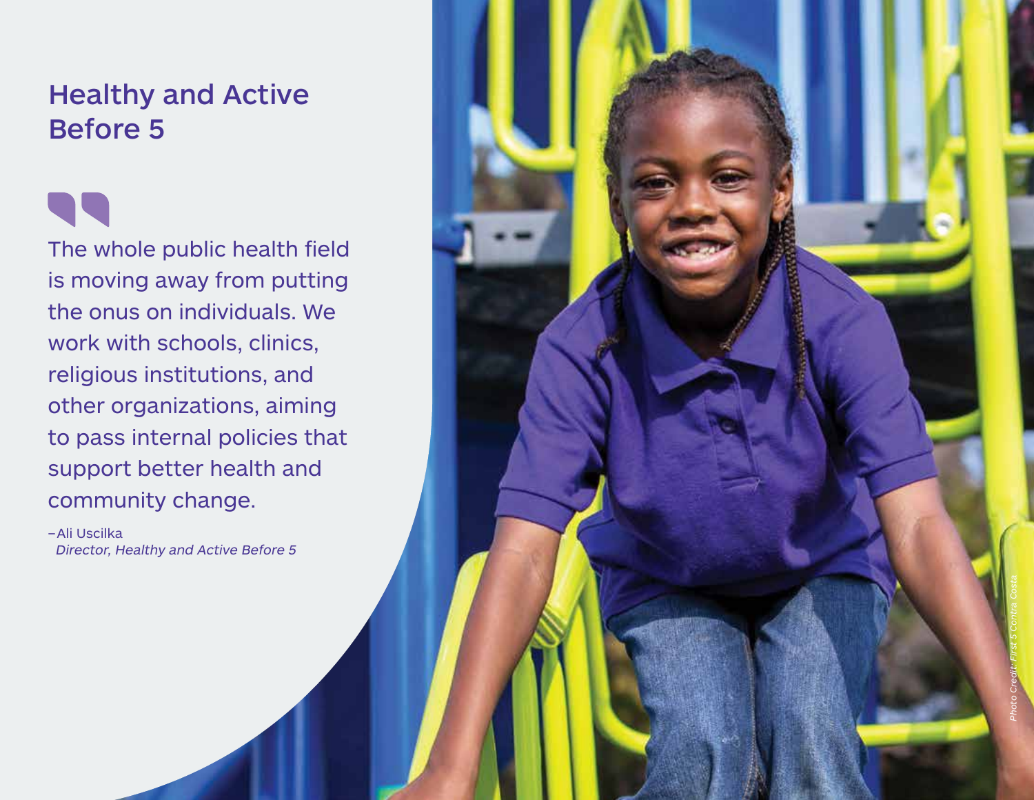# Healthy and Active Before 5

> The whole public health field is moving away from putting the onus on individuals. We work with schools, clinics, religious institutions, and other organizations, aiming to pass internal policies that support better health and community change.
>
> –Ali Uscilka
> *Director, Healthy and Active Before 5*

*Photo Credit: First 5 Contra Costa*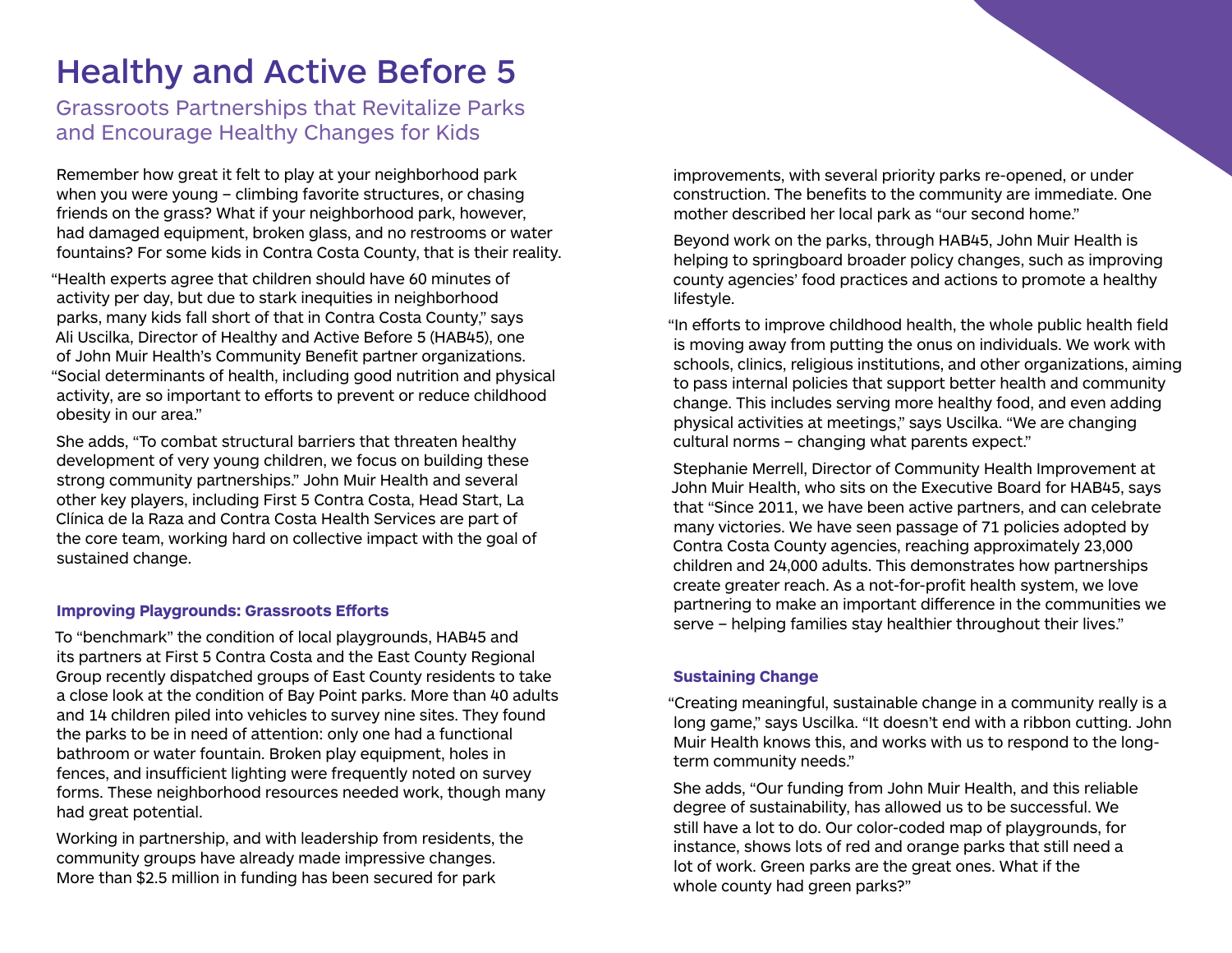# Healthy and Active Before 5

## Grassroots Partnerships that Revitalize Parks and Encourage Healthy Changes for Kids

Remember how great it felt to play at your neighborhood park when you were young – climbing favorite structures, or chasing friends on the grass? What if your neighborhood park, however, had damaged equipment, broken glass, and no restrooms or water fountains? For some kids in Contra Costa County, that is their reality.

"Health experts agree that children should have 60 minutes of activity per day, but due to stark inequities in neighborhood parks, many kids fall short of that in Contra Costa County," says Ali Uscilka, Director of Healthy and Active Before 5 (HAB45), one of John Muir Health's Community Benefit partner organizations. "Social determinants of health, including good nutrition and physical activity, are so important to efforts to prevent or reduce childhood obesity in our area."

She adds, "To combat structural barriers that threaten healthy development of very young children, we focus on building these strong community partnerships." John Muir Health and several other key players, including First 5 Contra Costa, Head Start, La Clínica de la Raza and Contra Costa Health Services are part of the core team, working hard on collective impact with the goal of sustained change.

### Improving Playgrounds: Grassroots Efforts

To "benchmark" the condition of local playgrounds, HAB45 and its partners at First 5 Contra Costa and the East County Regional Group recently dispatched groups of East County residents to take a close look at the condition of Bay Point parks. More than 40 adults and 14 children piled into vehicles to survey nine sites. They found the parks to be in need of attention: only one had a functional bathroom or water fountain. Broken play equipment, holes in fences, and insufficient lighting were frequently noted on survey forms. These neighborhood resources needed work, though many had great potential.

Working in partnership, and with leadership from residents, the community groups have already made impressive changes. More than $2.5 million in funding has been secured for park improvements, with several priority parks re-opened, or under construction. The benefits to the community are immediate. One mother described her local park as "our second home."

Beyond work on the parks, through HAB45, John Muir Health is helping to springboard broader policy changes, such as improving county agencies' food practices and actions to promote a healthy lifestyle.

"In efforts to improve childhood health, the whole public health field is moving away from putting the onus on individuals. We work with schools, clinics, religious institutions, and other organizations, aiming to pass internal policies that support better health and community change. This includes serving more healthy food, and even adding physical activities at meetings," says Uscilka. "We are changing cultural norms – changing what parents expect."

Stephanie Merrell, Director of Community Health Improvement at John Muir Health, who sits on the Executive Board for HAB45, says that "Since 2011, we have been active partners, and can celebrate many victories. We have seen passage of 71 policies adopted by Contra Costa County agencies, reaching approximately 23,000 children and 24,000 adults. This demonstrates how partnerships create greater reach. As a not-for-profit health system, we love partnering to make an important difference in the communities we serve – helping families stay healthier throughout their lives."

### Sustaining Change

"Creating meaningful, sustainable change in a community really is a long game," says Uscilka. "It doesn't end with a ribbon cutting. John Muir Health knows this, and works with us to respond to the long-term community needs."

She adds, "Our funding from John Muir Health, and this reliable degree of sustainability, has allowed us to be successful. We still have a lot to do. Our color-coded map of playgrounds, for instance, shows lots of red and orange parks that still need a lot of work. Green parks are the great ones. What if the whole county had green parks?"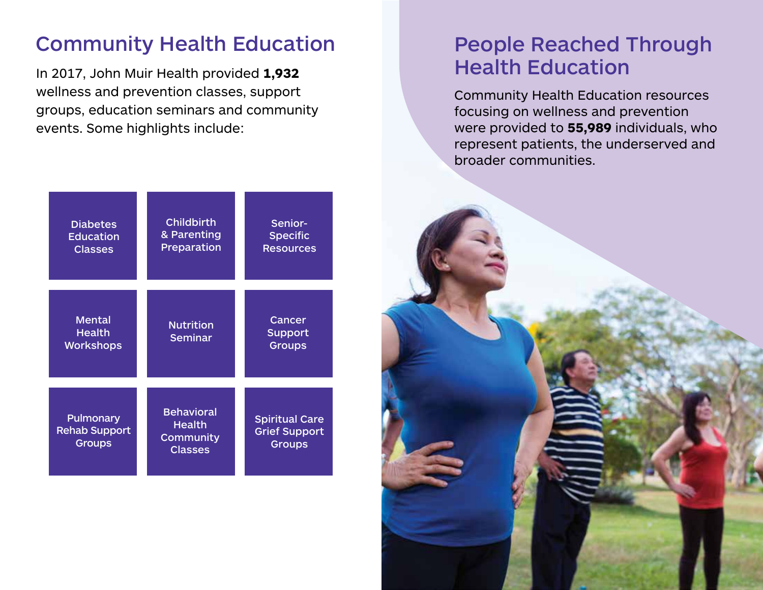## Community Health Education

In 2017, John Muir Health provided **1,932** wellness and prevention classes, support groups, education seminars and community events. Some highlights include:

- Diabetes Education Classes
- Childbirth & Parenting Preparation
- Senior-Specific Resources
- Mental Health Workshops
- Nutrition Seminar
- Cancer Support Groups
- Pulmonary Rehab Support Groups
- Behavioral Health Community Classes
- Spiritual Care Grief Support Groups

## People Reached Through Health Education

Community Health Education resources focusing on wellness and prevention were provided to **55,989** individuals, who represent patients, the underserved and broader communities.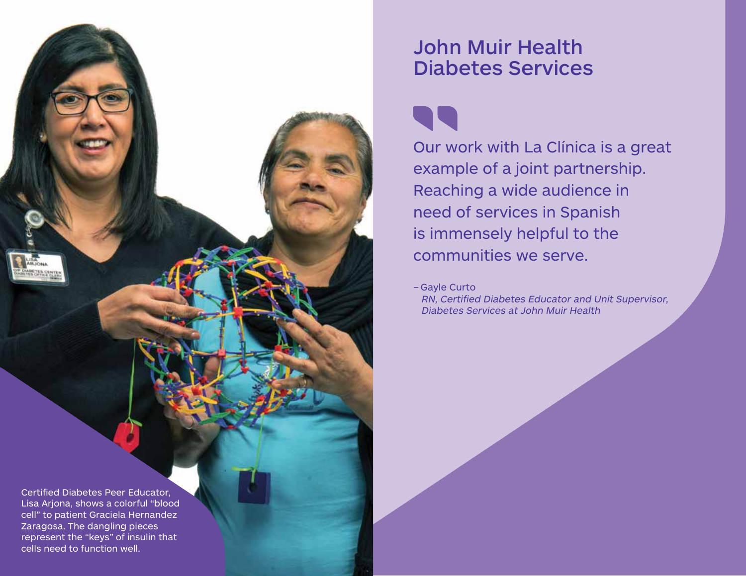# John Muir Health Diabetes Services

> Our work with La Clínica is a great example of a joint partnership. Reaching a wide audience in need of services in Spanish is immensely helpful to the communities we serve.
>
> – Gayle Curto
> *RN, Certified Diabetes Educator and Unit Supervisor, Diabetes Services at John Muir Health*

Certified Diabetes Peer Educator, Lisa Arjona, shows a colorful "blood cell" to patient Graciela Hernandez Zaragosa. The dangling pieces represent the "keys" of insulin that cells need to function well.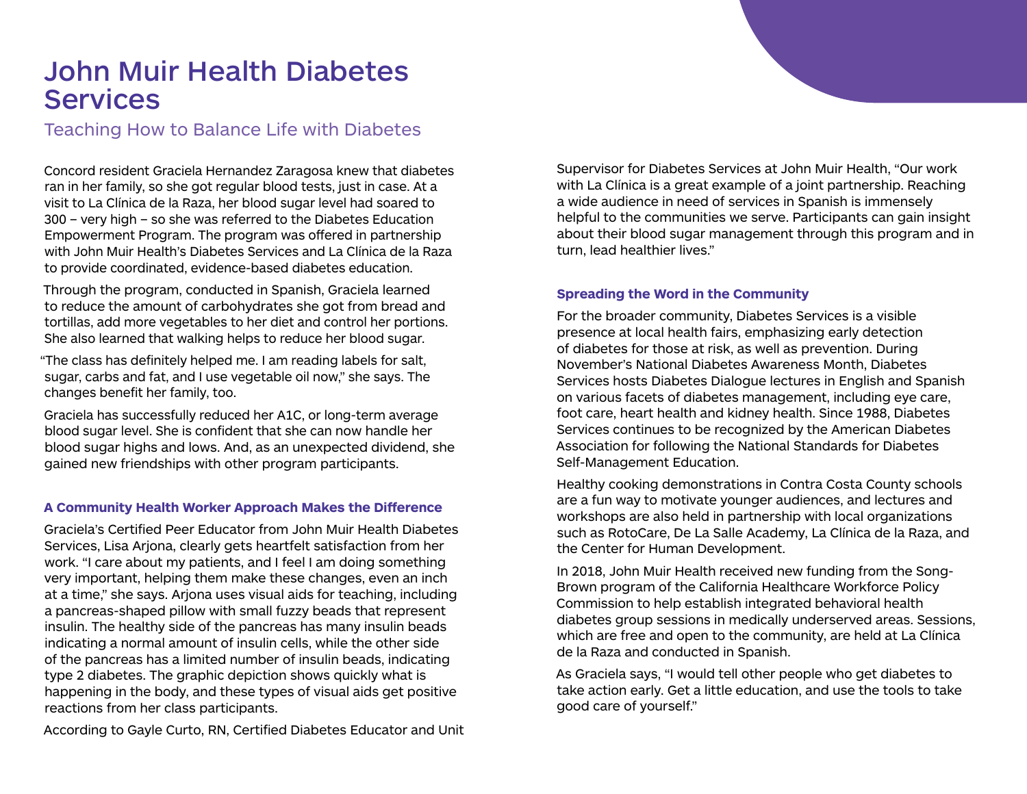# John Muir Health Diabetes Services

## Teaching How to Balance Life with Diabetes

Concord resident Graciela Hernandez Zaragosa knew that diabetes ran in her family, so she got regular blood tests, just in case. At a visit to La Clínica de la Raza, her blood sugar level had soared to 300 – very high – so she was referred to the Diabetes Education Empowerment Program. The program was offered in partnership with John Muir Health's Diabetes Services and La Clínica de la Raza to provide coordinated, evidence-based diabetes education.

Through the program, conducted in Spanish, Graciela learned to reduce the amount of carbohydrates she got from bread and tortillas, add more vegetables to her diet and control her portions. She also learned that walking helps to reduce her blood sugar.

"The class has definitely helped me. I am reading labels for salt, sugar, carbs and fat, and I use vegetable oil now," she says. The changes benefit her family, too.

Graciela has successfully reduced her A1C, or long-term average blood sugar level. She is confident that she can now handle her blood sugar highs and lows. And, as an unexpected dividend, she gained new friendships with other program participants.

### A Community Health Worker Approach Makes the Difference

Graciela's Certified Peer Educator from John Muir Health Diabetes Services, Lisa Arjona, clearly gets heartfelt satisfaction from her work. "I care about my patients, and I feel I am doing something very important, helping them make these changes, even an inch at a time," she says. Arjona uses visual aids for teaching, including a pancreas-shaped pillow with small fuzzy beads that represent insulin. The healthy side of the pancreas has many insulin beads indicating a normal amount of insulin cells, while the other side of the pancreas has a limited number of insulin beads, indicating type 2 diabetes. The graphic depiction shows quickly what is happening in the body, and these types of visual aids get positive reactions from her class participants.

According to Gayle Curto, RN, Certified Diabetes Educator and Unit Supervisor for Diabetes Services at John Muir Health, "Our work with La Clínica is a great example of a joint partnership. Reaching a wide audience in need of services in Spanish is immensely helpful to the communities we serve. Participants can gain insight about their blood sugar management through this program and in turn, lead healthier lives."

### Spreading the Word in the Community

For the broader community, Diabetes Services is a visible presence at local health fairs, emphasizing early detection of diabetes for those at risk, as well as prevention. During November's National Diabetes Awareness Month, Diabetes Services hosts Diabetes Dialogue lectures in English and Spanish on various facets of diabetes management, including eye care, foot care, heart health and kidney health. Since 1988, Diabetes Services continues to be recognized by the American Diabetes Association for following the National Standards for Diabetes Self-Management Education.

Healthy cooking demonstrations in Contra Costa County schools are a fun way to motivate younger audiences, and lectures and workshops are also held in partnership with local organizations such as RotoCare, De La Salle Academy, La Clínica de la Raza, and the Center for Human Development.

In 2018, John Muir Health received new funding from the Song-Brown program of the California Healthcare Workforce Policy Commission to help establish integrated behavioral health diabetes group sessions in medically underserved areas. Sessions, which are free and open to the community, are held at La Clínica de la Raza and conducted in Spanish.

As Graciela says, "I would tell other people who get diabetes to take action early. Get a little education, and use the tools to take good care of yourself."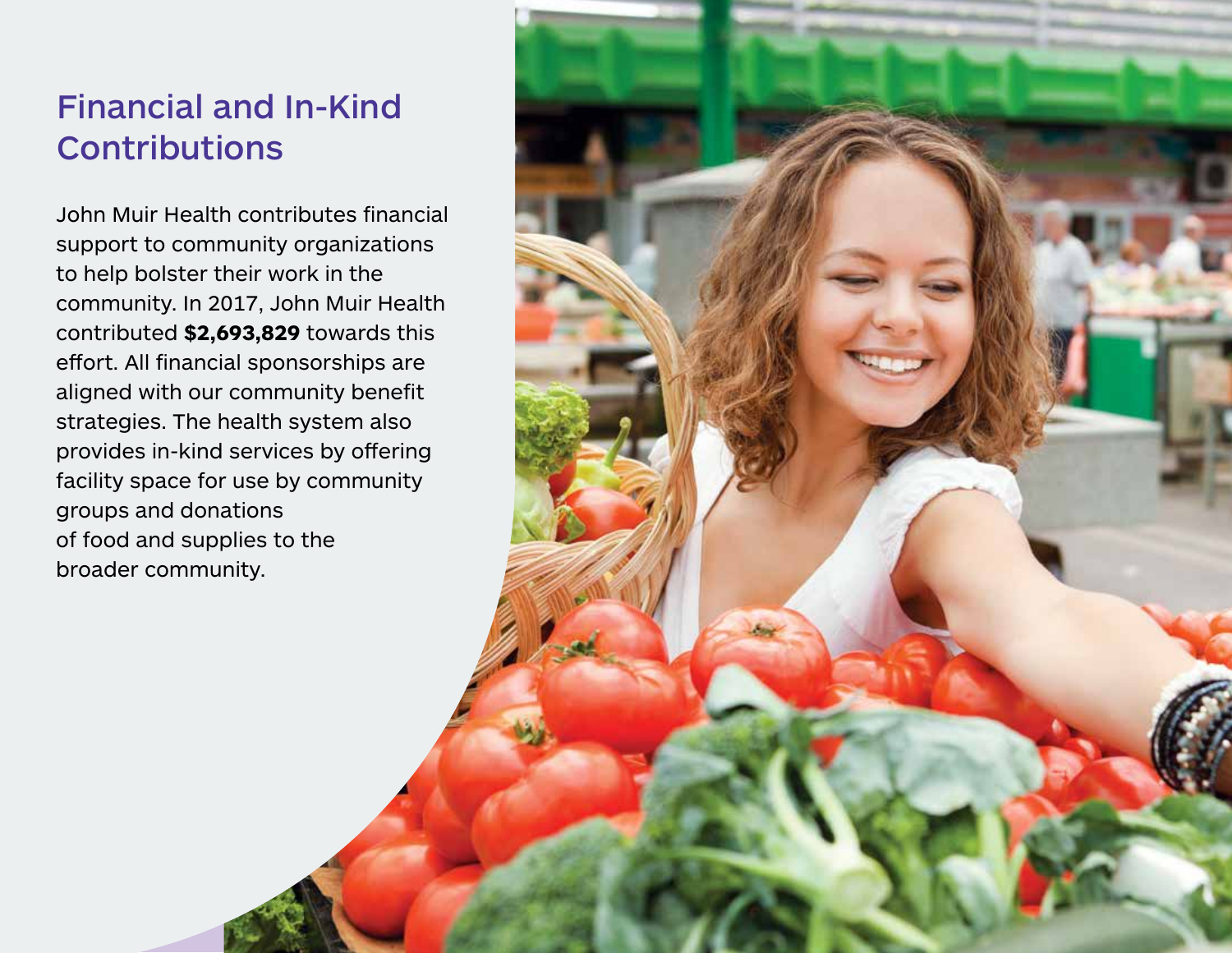## Financial and In-Kind Contributions

John Muir Health contributes financial support to community organizations to help bolster their work in the community. In 2017, John Muir Health contributed **$2,693,829** towards this effort. All financial sponsorships are aligned with our community benefit strategies. The health system also provides in-kind services by offering facility space for use by community groups and donations of food and supplies to the broader community.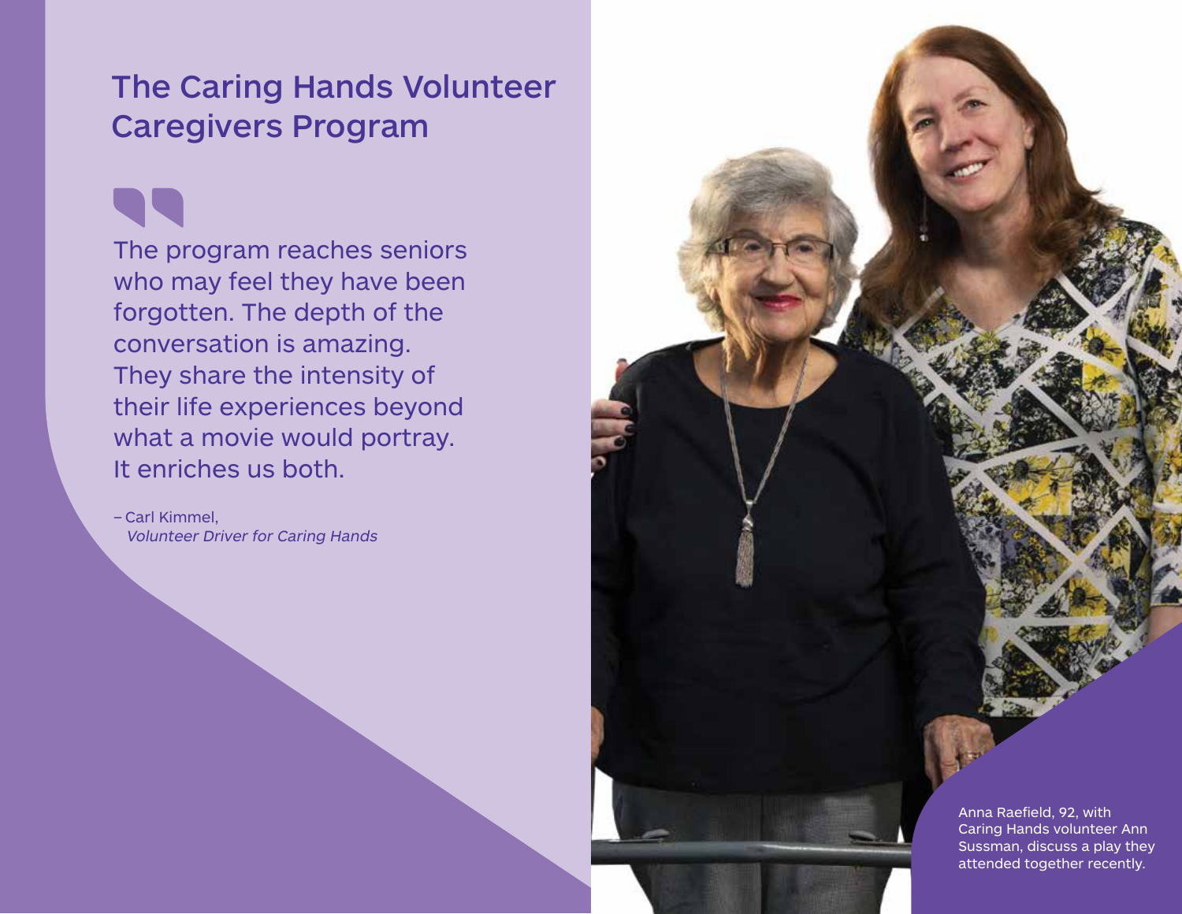# The Caring Hands Volunteer Caregivers Program

> The program reaches seniors who may feel they have been forgotten. The depth of the conversation is amazing. They share the intensity of their life experiences beyond what a movie would portray. It enriches us both.
>
> – Carl Kimmel, *Volunteer Driver for Caring Hands*

Anna Raefield, 92, with Caring Hands volunteer Ann Sussman, discuss a play they attended together recently.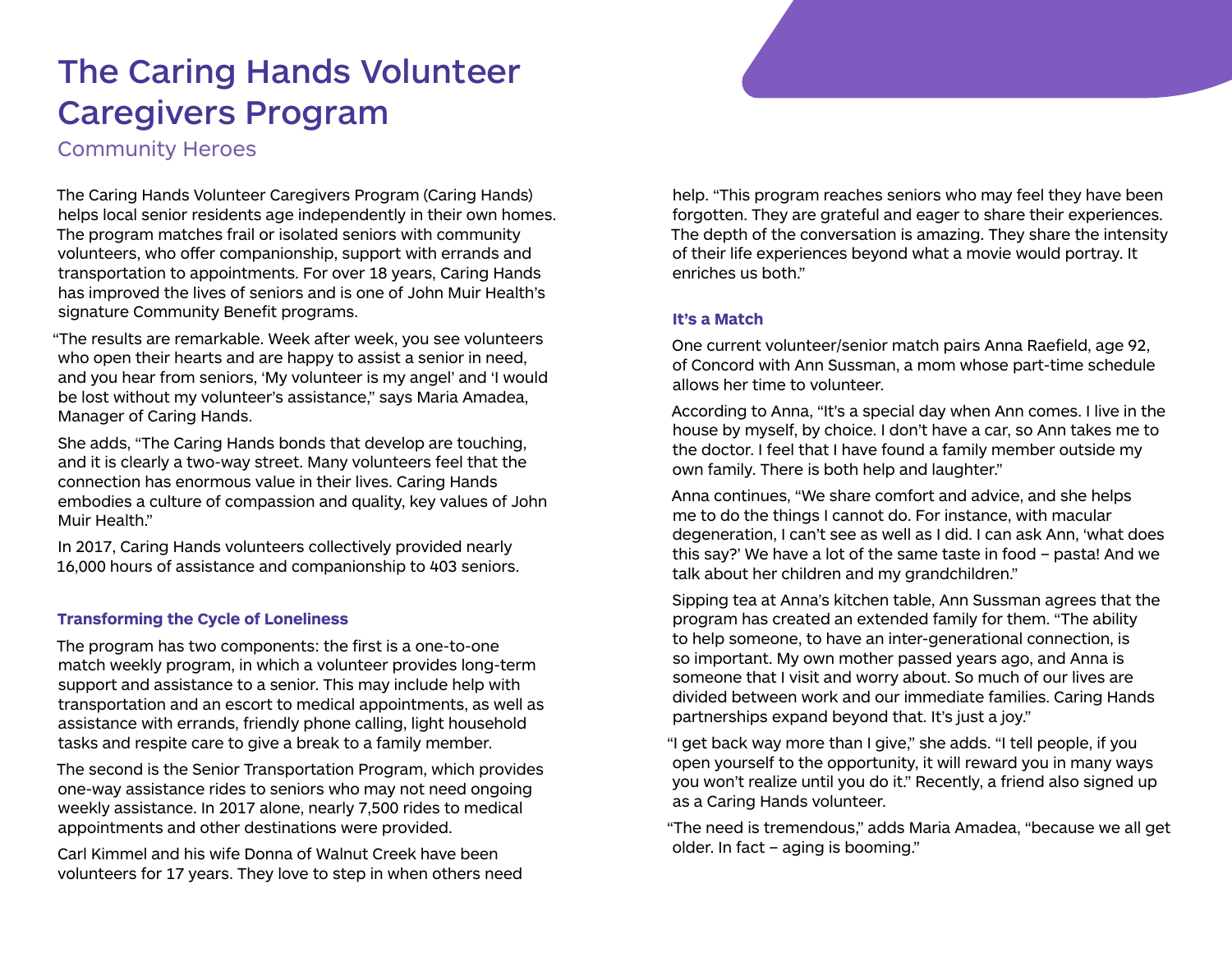# The Caring Hands Volunteer Caregivers Program

## Community Heroes

The Caring Hands Volunteer Caregivers Program (Caring Hands) helps local senior residents age independently in their own homes. The program matches frail or isolated seniors with community volunteers, who offer companionship, support with errands and transportation to appointments. For over 18 years, Caring Hands has improved the lives of seniors and is one of John Muir Health's signature Community Benefit programs.

"The results are remarkable. Week after week, you see volunteers who open their hearts and are happy to assist a senior in need, and you hear from seniors, 'My volunteer is my angel' and 'I would be lost without my volunteer's assistance,'" says Maria Amadea, Manager of Caring Hands.

She adds, "The Caring Hands bonds that develop are touching, and it is clearly a two-way street. Many volunteers feel that the connection has enormous value in their lives. Caring Hands embodies a culture of compassion and quality, key values of John Muir Health."

In 2017, Caring Hands volunteers collectively provided nearly 16,000 hours of assistance and companionship to 403 seniors.

### Transforming the Cycle of Loneliness

The program has two components: the first is a one-to-one match weekly program, in which a volunteer provides long-term support and assistance to a senior. This may include help with transportation and an escort to medical appointments, as well as assistance with errands, friendly phone calling, light household tasks and respite care to give a break to a family member.

The second is the Senior Transportation Program, which provides one-way assistance rides to seniors who may not need ongoing weekly assistance. In 2017 alone, nearly 7,500 rides to medical appointments and other destinations were provided.

Carl Kimmel and his wife Donna of Walnut Creek have been volunteers for 17 years. They love to step in when others need help. "This program reaches seniors who may feel they have been forgotten. They are grateful and eager to share their experiences. The depth of the conversation is amazing. They share the intensity of their life experiences beyond what a movie would portray. It enriches us both."

### It's a Match

One current volunteer/senior match pairs Anna Raefield, age 92, of Concord with Ann Sussman, a mom whose part-time schedule allows her time to volunteer.

According to Anna, "It's a special day when Ann comes. I live in the house by myself, by choice. I don't have a car, so Ann takes me to the doctor. I feel that I have found a family member outside my own family. There is both help and laughter."

Anna continues, "We share comfort and advice, and she helps me to do the things I cannot do. For instance, with macular degeneration, I can't see as well as I did. I can ask Ann, 'what does this say?' We have a lot of the same taste in food – pasta! And we talk about her children and my grandchildren."

Sipping tea at Anna's kitchen table, Ann Sussman agrees that the program has created an extended family for them. "The ability to help someone, to have an inter-generational connection, is so important. My own mother passed years ago, and Anna is someone that I visit and worry about. So much of our lives are divided between work and our immediate families. Caring Hands partnerships expand beyond that. It's just a joy."

"I get back way more than I give," she adds. "I tell people, if you open yourself to the opportunity, it will reward you in many ways you won't realize until you do it." Recently, a friend also signed up as a Caring Hands volunteer.

"The need is tremendous," adds Maria Amadea, "because we all get older. In fact – aging is booming."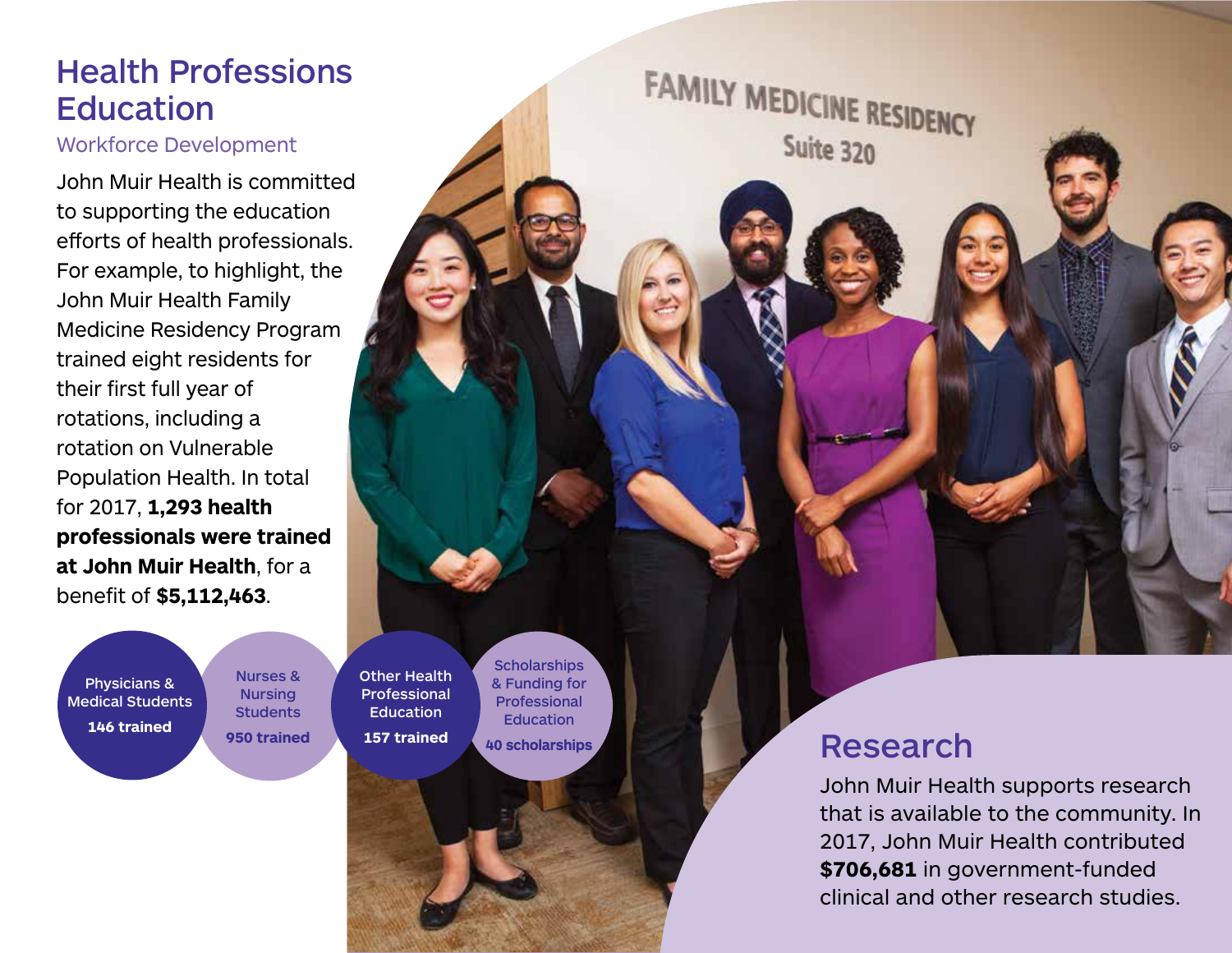## Health Professions Education

Workforce Development

John Muir Health is committed to supporting the education efforts of health professionals. For example, to highlight, the John Muir Health Family Medicine Residency Program trained eight residents for their first full year of rotations, including a rotation on Vulnerable Population Health. In total for 2017, **1,293 health professionals were trained at John Muir Health**, for a benefit of **$5,112,463**.

- Physicians & Medical Students — **146 trained**
- Nurses & Nursing Students — **950 trained**
- Other Health Professional Education — **157 trained**
- Scholarships & Funding for Professional Education — **40 scholarships**

FAMILY MEDICINE RESIDENCY
Suite 320

## Research

John Muir Health supports research that is available to the community. In 2017, John Muir Health contributed **$706,681** in government-funded clinical and other research studies.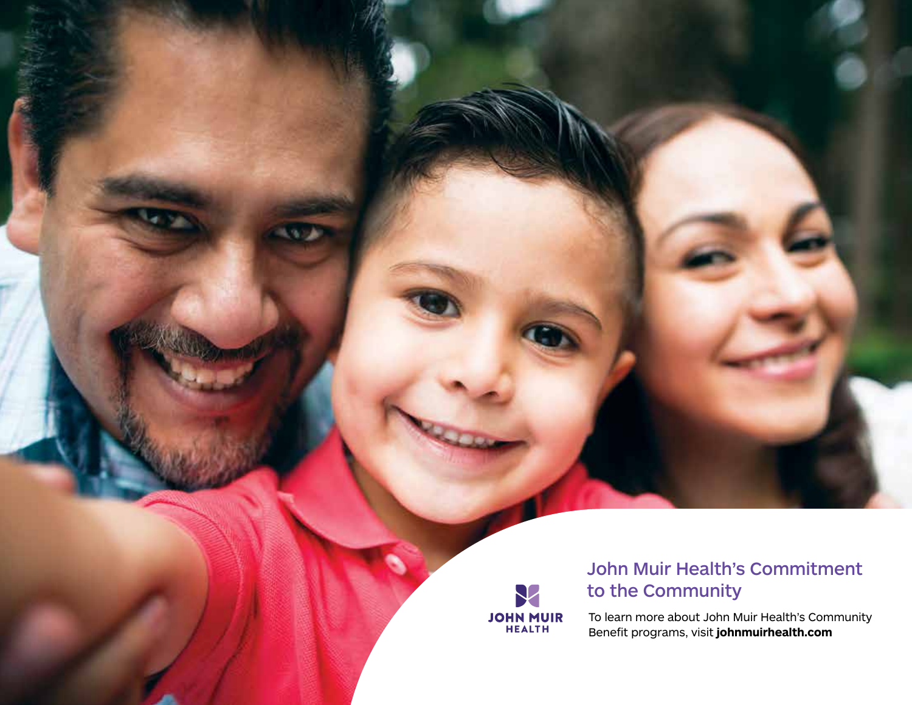JOHN MUIR HEALTH

## John Muir Health's Commitment to the Community

To learn more about John Muir Health's Community Benefit programs, visit **johnmuirhealth.com**